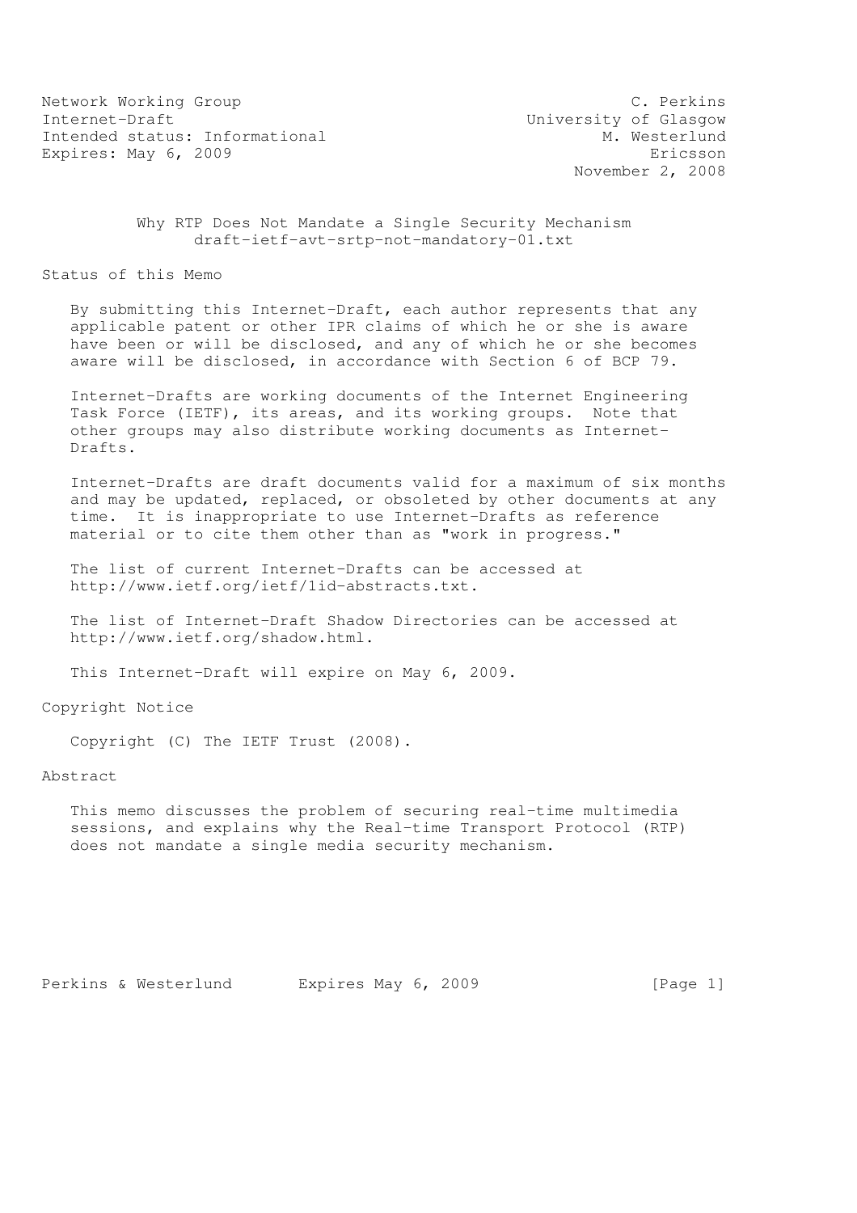Network Working Group C. Perkins
Internet-Draft University of Glasgow
Intended status: Informational M. Westerlund
Expires: May 6, 2009 Ericsson
November 2, 2008

# Why RTP Does Not Mandate a Single Security Mechanism
draft-ietf-avt-srtp-not-mandatory-01.txt

## Status of this Memo

By submitting this Internet-Draft, each author represents that any applicable patent or other IPR claims of which he or she is aware have been or will be disclosed, and any of which he or she becomes aware will be disclosed, in accordance with Section 6 of BCP 79.

Internet-Drafts are working documents of the Internet Engineering Task Force (IETF), its areas, and its working groups. Note that other groups may also distribute working documents as Internet-Drafts.

Internet-Drafts are draft documents valid for a maximum of six months and may be updated, replaced, or obsoleted by other documents at any time. It is inappropriate to use Internet-Drafts as reference material or to cite them other than as "work in progress."

The list of current Internet-Drafts can be accessed at http://www.ietf.org/ietf/1id-abstracts.txt.

The list of Internet-Draft Shadow Directories can be accessed at http://www.ietf.org/shadow.html.

This Internet-Draft will expire on May 6, 2009.

## Copyright Notice

Copyright (C) The IETF Trust (2008).

## Abstract

This memo discusses the problem of securing real-time multimedia sessions, and explains why the Real-time Transport Protocol (RTP) does not mandate a single media security mechanism.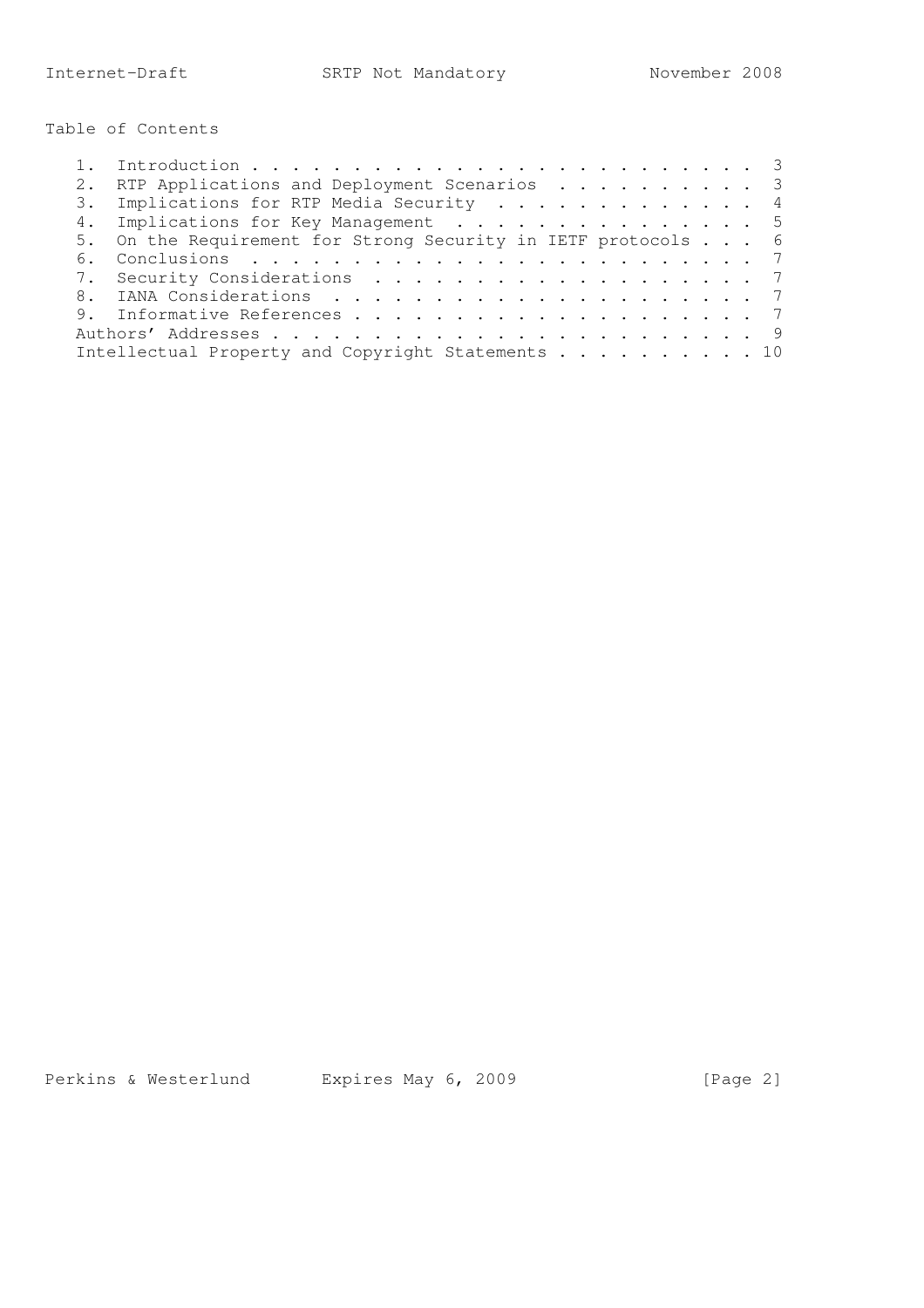## Table of Contents

1. Introduction . . . . . . . . . . . . . . . . . . . . . . . . . 3
2. RTP Applications and Deployment Scenarios . . . . . . . . . . 3
3. Implications for RTP Media Security . . . . . . . . . . . . . 4
4. Implications for Key Management . . . . . . . . . . . . . . . 5
5. On the Requirement for Strong Security in IETF protocols . . . 6
6. Conclusions . . . . . . . . . . . . . . . . . . . . . . . . . 7
7. Security Considerations . . . . . . . . . . . . . . . . . . . 7
8. IANA Considerations . . . . . . . . . . . . . . . . . . . . . 7
9. Informative References . . . . . . . . . . . . . . . . . . . . 7

Authors' Addresses . . . . . . . . . . . . . . . . . . . . . . . . 9

Intellectual Property and Copyright Statements . . . . . . . . . . 10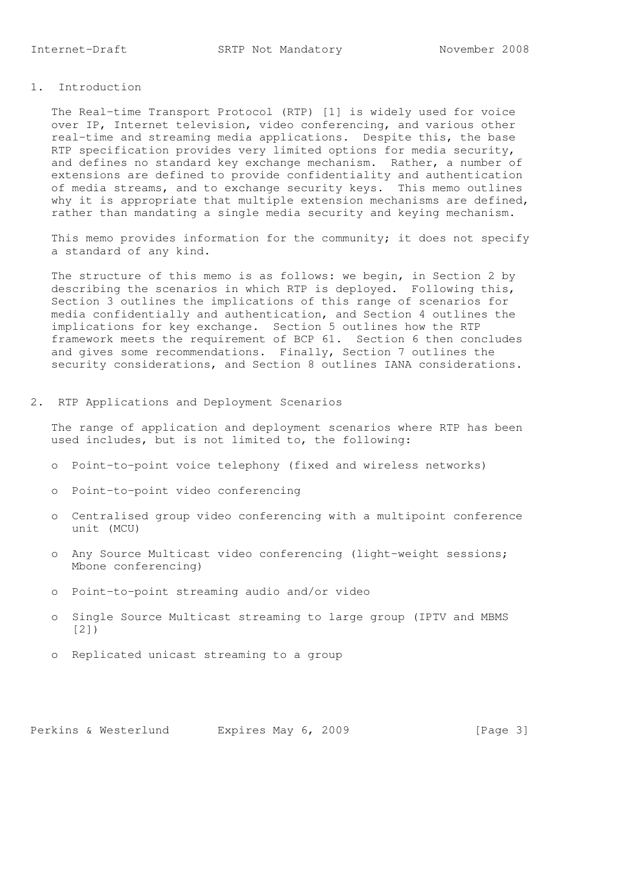## 1. Introduction

The Real-time Transport Protocol (RTP) [1] is widely used for voice over IP, Internet television, video conferencing, and various other real-time and streaming media applications. Despite this, the base RTP specification provides very limited options for media security, and defines no standard key exchange mechanism. Rather, a number of extensions are defined to provide confidentiality and authentication of media streams, and to exchange security keys. This memo outlines why it is appropriate that multiple extension mechanisms are defined, rather than mandating a single media security and keying mechanism.

This memo provides information for the community; it does not specify a standard of any kind.

The structure of this memo is as follows: we begin, in Section 2 by describing the scenarios in which RTP is deployed. Following this, Section 3 outlines the implications of this range of scenarios for media confidentially and authentication, and Section 4 outlines the implications for key exchange. Section 5 outlines how the RTP framework meets the requirement of BCP 61. Section 6 then concludes and gives some recommendations. Finally, Section 7 outlines the security considerations, and Section 8 outlines IANA considerations.

## 2. RTP Applications and Deployment Scenarios

The range of application and deployment scenarios where RTP has been used includes, but is not limited to, the following:

- Point-to-point voice telephony (fixed and wireless networks)
- Point-to-point video conferencing
- Centralised group video conferencing with a multipoint conference unit (MCU)
- Any Source Multicast video conferencing (light-weight sessions; Mbone conferencing)
- Point-to-point streaming audio and/or video
- Single Source Multicast streaming to large group (IPTV and MBMS [2])
- Replicated unicast streaming to a group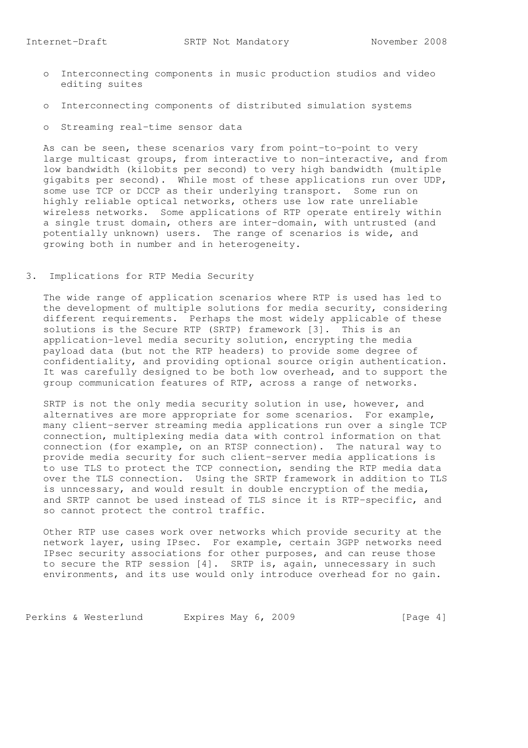- Interconnecting components in music production studios and video editing suites

- Interconnecting components of distributed simulation systems

- Streaming real-time sensor data

As can be seen, these scenarios vary from point-to-point to very large multicast groups, from interactive to non-interactive, and from low bandwidth (kilobits per second) to very high bandwidth (multiple gigabits per second). While most of these applications run over UDP, some use TCP or DCCP as their underlying transport. Some run on highly reliable optical networks, others use low rate unreliable wireless networks. Some applications of RTP operate entirely within a single trust domain, others are inter-domain, with untrusted (and potentially unknown) users. The range of scenarios is wide, and growing both in number and in heterogeneity.

## 3. Implications for RTP Media Security

The wide range of application scenarios where RTP is used has led to the development of multiple solutions for media security, considering different requirements. Perhaps the most widely applicable of these solutions is the Secure RTP (SRTP) framework [3]. This is an application-level media security solution, encrypting the media payload data (but not the RTP headers) to provide some degree of confidentiality, and providing optional source origin authentication. It was carefully designed to be both low overhead, and to support the group communication features of RTP, across a range of networks.

SRTP is not the only media security solution in use, however, and alternatives are more appropriate for some scenarios. For example, many client-server streaming media applications run over a single TCP connection, multiplexing media data with control information on that connection (for example, on an RTSP connection). The natural way to provide media security for such client-server media applications is to use TLS to protect the TCP connection, sending the RTP media data over the TLS connection. Using the SRTP framework in addition to TLS is unncessary, and would result in double encryption of the media, and SRTP cannot be used instead of TLS since it is RTP-specific, and so cannot protect the control traffic.

Other RTP use cases work over networks which provide security at the network layer, using IPsec. For example, certain 3GPP networks need IPsec security associations for other purposes, and can reuse those to secure the RTP session [4]. SRTP is, again, unnecessary in such environments, and its use would only introduce overhead for no gain.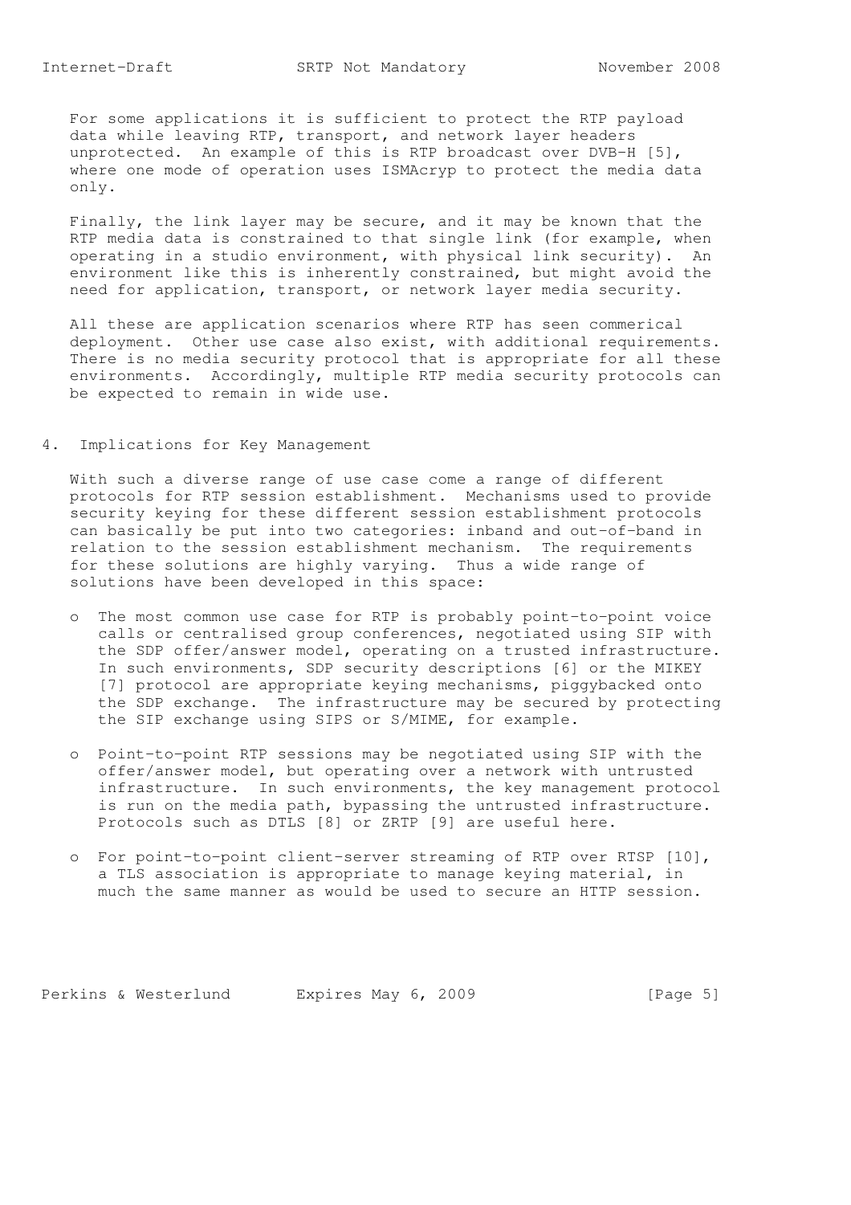For some applications it is sufficient to protect the RTP payload data while leaving RTP, transport, and network layer headers unprotected. An example of this is RTP broadcast over DVB-H [5], where one mode of operation uses ISMAcryp to protect the media data only.

Finally, the link layer may be secure, and it may be known that the RTP media data is constrained to that single link (for example, when operating in a studio environment, with physical link security). An environment like this is inherently constrained, but might avoid the need for application, transport, or network layer media security.

All these are application scenarios where RTP has seen commerical deployment. Other use case also exist, with additional requirements. There is no media security protocol that is appropriate for all these environments. Accordingly, multiple RTP media security protocols can be expected to remain in wide use.

## 4. Implications for Key Management

With such a diverse range of use case come a range of different protocols for RTP session establishment. Mechanisms used to provide security keying for these different session establishment protocols can basically be put into two categories: inband and out-of-band in relation to the session establishment mechanism. The requirements for these solutions are highly varying. Thus a wide range of solutions have been developed in this space:

- The most common use case for RTP is probably point-to-point voice calls or centralised group conferences, negotiated using SIP with the SDP offer/answer model, operating on a trusted infrastructure. In such environments, SDP security descriptions [6] or the MIKEY [7] protocol are appropriate keying mechanisms, piggybacked onto the SDP exchange. The infrastructure may be secured by protecting the SIP exchange using SIPS or S/MIME, for example.

- Point-to-point RTP sessions may be negotiated using SIP with the offer/answer model, but operating over a network with untrusted infrastructure. In such environments, the key management protocol is run on the media path, bypassing the untrusted infrastructure. Protocols such as DTLS [8] or ZRTP [9] are useful here.

- For point-to-point client-server streaming of RTP over RTSP [10], a TLS association is appropriate to manage keying material, in much the same manner as would be used to secure an HTTP session.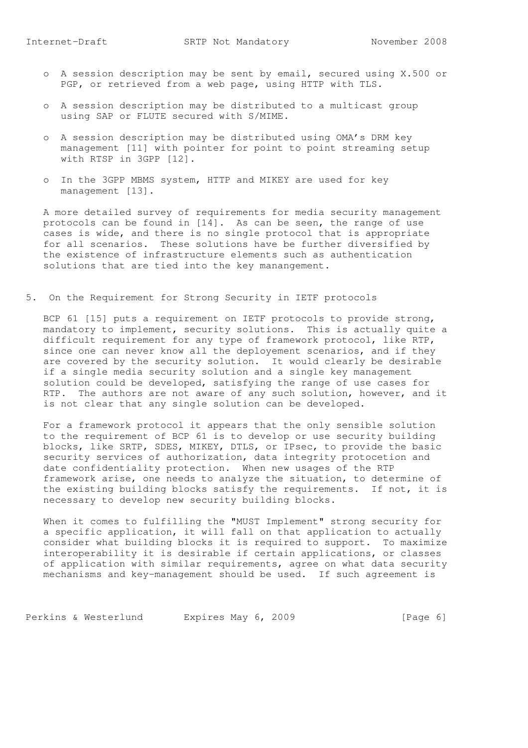- A session description may be sent by email, secured using X.500 or PGP, or retrieved from a web page, using HTTP with TLS.

- A session description may be distributed to a multicast group using SAP or FLUTE secured with S/MIME.

- A session description may be distributed using OMA's DRM key management [11] with pointer for point to point streaming setup with RTSP in 3GPP [12].

- In the 3GPP MBMS system, HTTP and MIKEY are used for key management [13].

A more detailed survey of requirements for media security management protocols can be found in [14]. As can be seen, the range of use cases is wide, and there is no single protocol that is appropriate for all scenarios. These solutions have be further diversified by the existence of infrastructure elements such as authentication solutions that are tied into the key manangement.

## 5. On the Requirement for Strong Security in IETF protocols

BCP 61 [15] puts a requirement on IETF protocols to provide strong, mandatory to implement, security solutions. This is actually quite a difficult requirement for any type of framework protocol, like RTP, since one can never know all the deployement scenarios, and if they are covered by the security solution. It would clearly be desirable if a single media security solution and a single key management solution could be developed, satisfying the range of use cases for RTP. The authors are not aware of any such solution, however, and it is not clear that any single solution can be developed.

For a framework protocol it appears that the only sensible solution to the requirement of BCP 61 is to develop or use security building blocks, like SRTP, SDES, MIKEY, DTLS, or IPsec, to provide the basic security services of authorization, data integrity protocetion and date confidentiality protection. When new usages of the RTP framework arise, one needs to analyze the situation, to determine of the existing building blocks satisfy the requirements. If not, it is necessary to develop new security building blocks.

When it comes to fulfilling the "MUST Implement" strong security for a specific application, it will fall on that application to actually consider what building blocks it is required to support. To maximize interoperability it is desirable if certain applications, or classes of application with similar requirements, agree on what data security mechanisms and key-management should be used. If such agreement is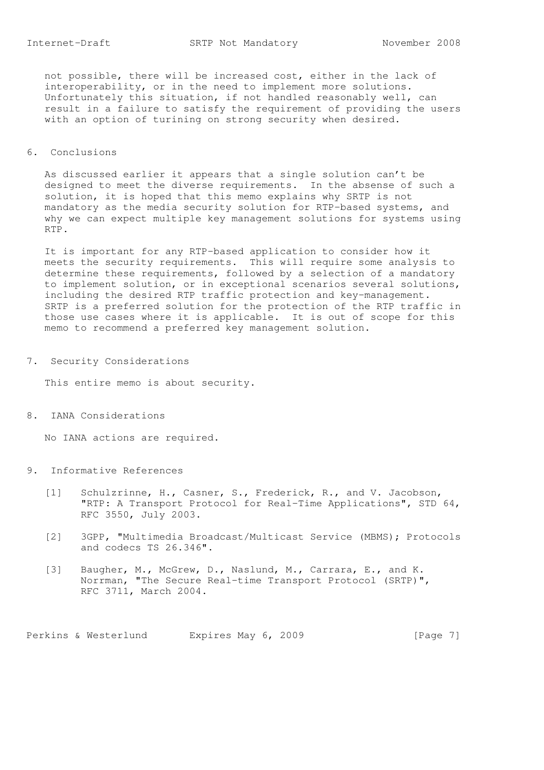not possible, there will be increased cost, either in the lack of interoperability, or in the need to implement more solutions. Unfortunately this situation, if not handled reasonably well, can result in a failure to satisfy the requirement of providing the users with an option of turining on strong security when desired.

## 6. Conclusions

As discussed earlier it appears that a single solution can't be designed to meet the diverse requirements. In the absense of such a solution, it is hoped that this memo explains why SRTP is not mandatory as the media security solution for RTP-based systems, and why we can expect multiple key management solutions for systems using RTP.

It is important for any RTP-based application to consider how it meets the security requirements. This will require some analysis to determine these requirements, followed by a selection of a mandatory to implement solution, or in exceptional scenarios several solutions, including the desired RTP traffic protection and key-management. SRTP is a preferred solution for the protection of the RTP traffic in those use cases where it is applicable. It is out of scope for this memo to recommend a preferred key management solution.

## 7. Security Considerations

This entire memo is about security.

## 8. IANA Considerations

No IANA actions are required.

## 9. Informative References

[1] Schulzrinne, H., Casner, S., Frederick, R., and V. Jacobson, "RTP: A Transport Protocol for Real-Time Applications", STD 64, RFC 3550, July 2003.

[2] 3GPP, "Multimedia Broadcast/Multicast Service (MBMS); Protocols and codecs TS 26.346".

[3] Baugher, M., McGrew, D., Naslund, M., Carrara, E., and K. Norrman, "The Secure Real-time Transport Protocol (SRTP)", RFC 3711, March 2004.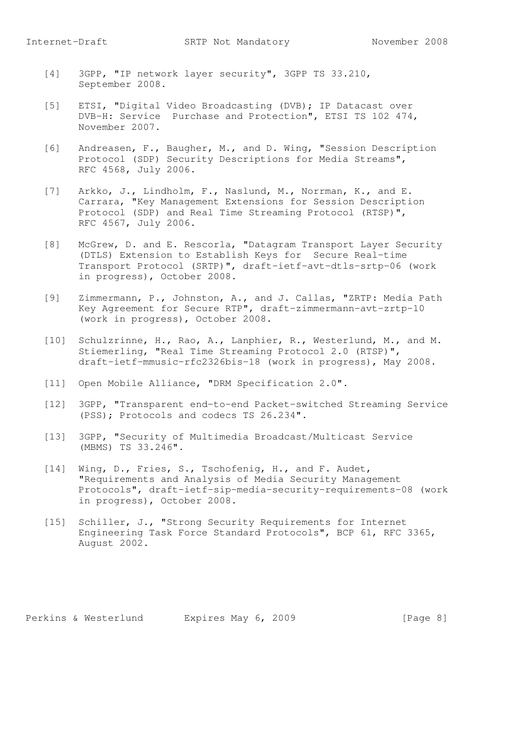[4] 3GPP, "IP network layer security", 3GPP TS 33.210, September 2008.

[5] ETSI, "Digital Video Broadcasting (DVB); IP Datacast over DVB-H: Service Purchase and Protection", ETSI TS 102 474, November 2007.

[6] Andreasen, F., Baugher, M., and D. Wing, "Session Description Protocol (SDP) Security Descriptions for Media Streams", RFC 4568, July 2006.

[7] Arkko, J., Lindholm, F., Naslund, M., Norrman, K., and E. Carrara, "Key Management Extensions for Session Description Protocol (SDP) and Real Time Streaming Protocol (RTSP)", RFC 4567, July 2006.

[8] McGrew, D. and E. Rescorla, "Datagram Transport Layer Security (DTLS) Extension to Establish Keys for Secure Real-time Transport Protocol (SRTP)", draft-ietf-avt-dtls-srtp-06 (work in progress), October 2008.

[9] Zimmermann, P., Johnston, A., and J. Callas, "ZRTP: Media Path Key Agreement for Secure RTP", draft-zimmermann-avt-zrtp-10 (work in progress), October 2008.

[10] Schulzrinne, H., Rao, A., Lanphier, R., Westerlund, M., and M. Stiemerling, "Real Time Streaming Protocol 2.0 (RTSP)", draft-ietf-mmusic-rfc2326bis-18 (work in progress), May 2008.

[11] Open Mobile Alliance, "DRM Specification 2.0".

[12] 3GPP, "Transparent end-to-end Packet-switched Streaming Service (PSS); Protocols and codecs TS 26.234".

[13] 3GPP, "Security of Multimedia Broadcast/Multicast Service (MBMS) TS 33.246".

[14] Wing, D., Fries, S., Tschofenig, H., and F. Audet, "Requirements and Analysis of Media Security Management Protocols", draft-ietf-sip-media-security-requirements-08 (work in progress), October 2008.

[15] Schiller, J., "Strong Security Requirements for Internet Engineering Task Force Standard Protocols", BCP 61, RFC 3365, August 2002.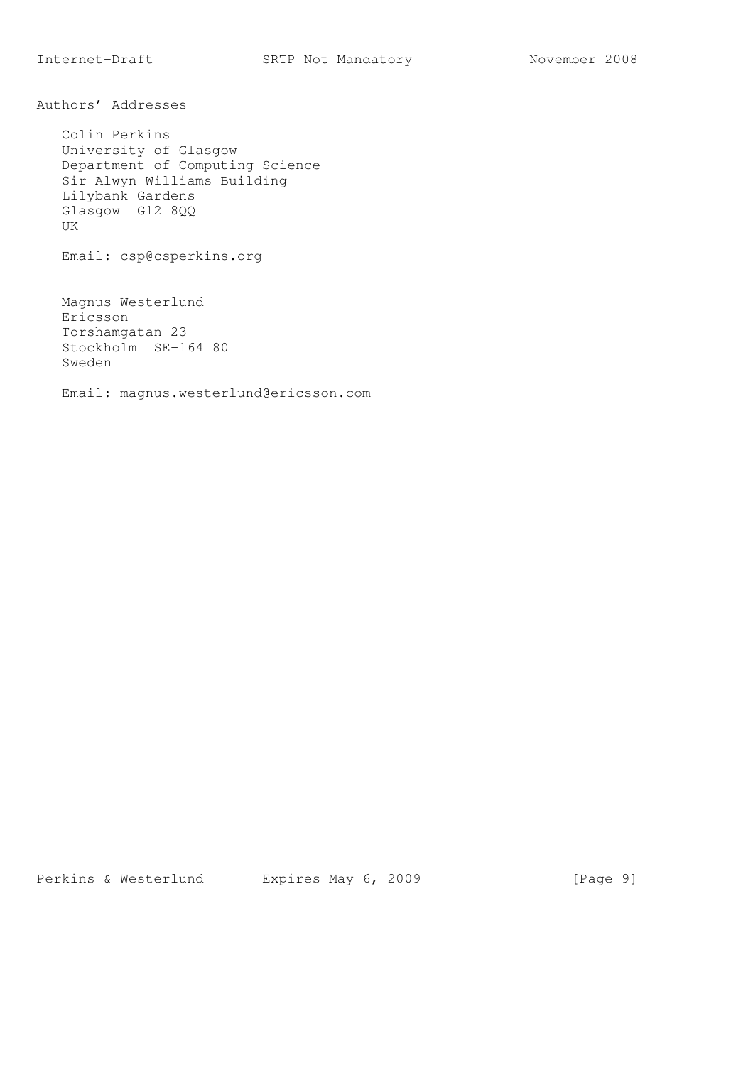## Authors' Addresses

Colin Perkins
University of Glasgow
Department of Computing Science
Sir Alwyn Williams Building
Lilybank Gardens
Glasgow G12 8QQ
UK

Email: csp@csperkins.org

Magnus Westerlund
Ericsson
Torshamgatan 23
Stockholm SE-164 80
Sweden

Email: magnus.westerlund@ericsson.com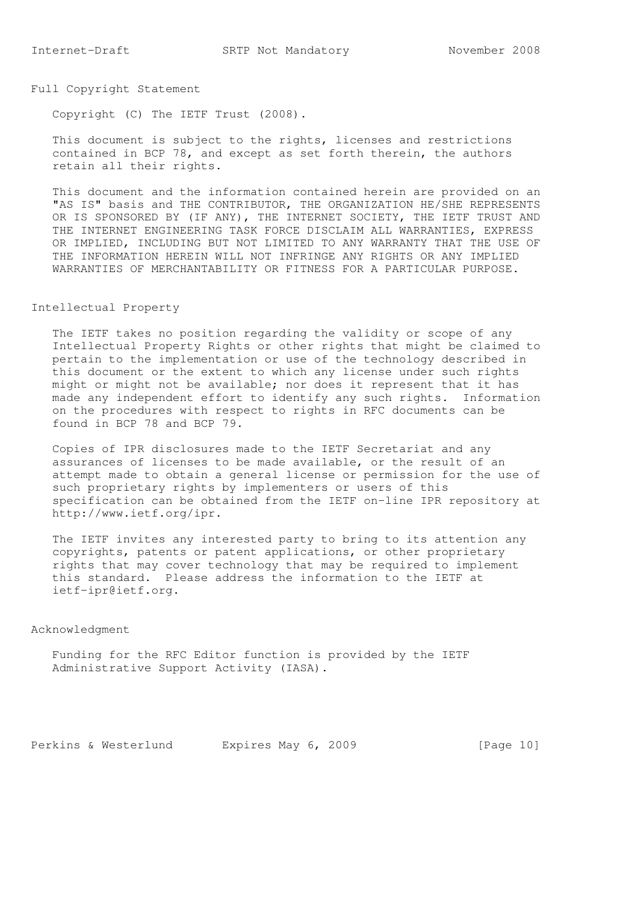## Full Copyright Statement

Copyright (C) The IETF Trust (2008).

This document is subject to the rights, licenses and restrictions contained in BCP 78, and except as set forth therein, the authors retain all their rights.

This document and the information contained herein are provided on an "AS IS" basis and THE CONTRIBUTOR, THE ORGANIZATION HE/SHE REPRESENTS OR IS SPONSORED BY (IF ANY), THE INTERNET SOCIETY, THE IETF TRUST AND THE INTERNET ENGINEERING TASK FORCE DISCLAIM ALL WARRANTIES, EXPRESS OR IMPLIED, INCLUDING BUT NOT LIMITED TO ANY WARRANTY THAT THE USE OF THE INFORMATION HEREIN WILL NOT INFRINGE ANY RIGHTS OR ANY IMPLIED WARRANTIES OF MERCHANTABILITY OR FITNESS FOR A PARTICULAR PURPOSE.

## Intellectual Property

The IETF takes no position regarding the validity or scope of any Intellectual Property Rights or other rights that might be claimed to pertain to the implementation or use of the technology described in this document or the extent to which any license under such rights might or might not be available; nor does it represent that it has made any independent effort to identify any such rights. Information on the procedures with respect to rights in RFC documents can be found in BCP 78 and BCP 79.

Copies of IPR disclosures made to the IETF Secretariat and any assurances of licenses to be made available, or the result of an attempt made to obtain a general license or permission for the use of such proprietary rights by implementers or users of this specification can be obtained from the IETF on-line IPR repository at http://www.ietf.org/ipr.

The IETF invites any interested party to bring to its attention any copyrights, patents or patent applications, or other proprietary rights that may cover technology that may be required to implement this standard. Please address the information to the IETF at ietf-ipr@ietf.org.

## Acknowledgment

Funding for the RFC Editor function is provided by the IETF Administrative Support Activity (IASA).